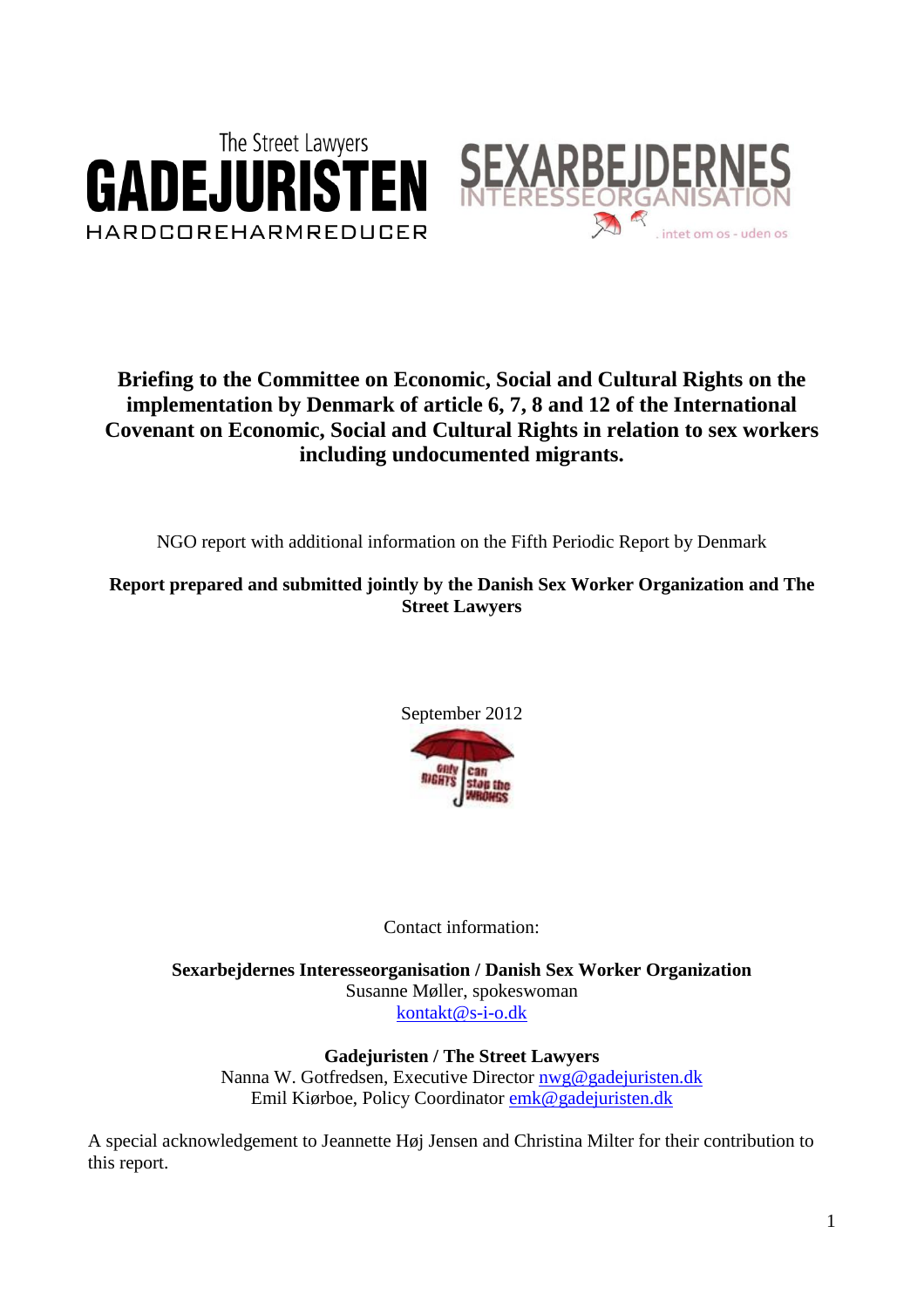The Street Lawyers
GADEJURISTEN
HARDCOREHARMREDUCER

SEXARBEJDERNES INTERESSEORGANISATION
. intet om os - uden os

# Briefing to the Committee on Economic, Social and Cultural Rights on the implementation by Denmark of article 6, 7, 8 and 12 of the International Covenant on Economic, Social and Cultural Rights in relation to sex workers including undocumented migrants.

NGO report with additional information on the Fifth Periodic Report by Denmark

**Report prepared and submitted jointly by the Danish Sex Worker Organization and The Street Lawyers**

September 2012

Contact information:

**Sexarbejdernes Interesseorganisation / Danish Sex Worker Organization**
Susanne Møller, spokeswoman
kontakt@s-i-o.dk

**Gadejuristen / The Street Lawyers**
Nanna W. Gotfredsen, Executive Director nwg@gadejuristen.dk
Emil Kiørboe, Policy Coordinator emk@gadejuristen.dk

A special acknowledgement to Jeannette Høj Jensen and Christina Milter for their contribution to this report.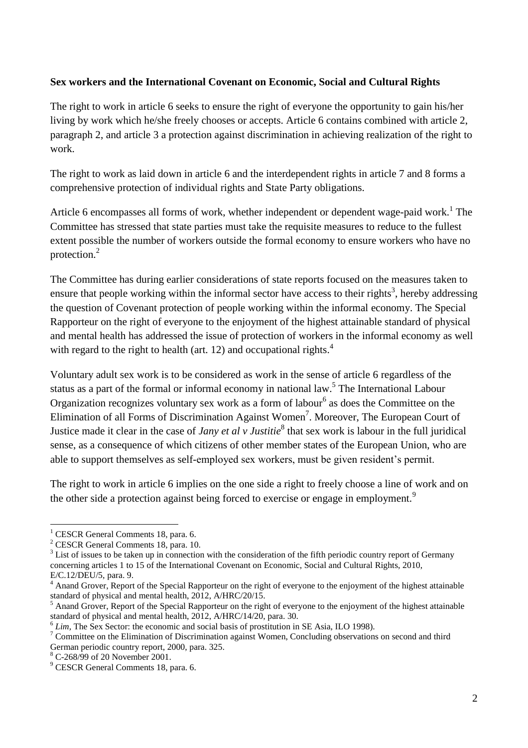**Sex workers and the International Covenant on Economic, Social and Cultural Rights**

The right to work in article 6 seeks to ensure the right of everyone the opportunity to gain his/her living by work which he/she freely chooses or accepts. Article 6 contains combined with article 2, paragraph 2, and article 3 a protection against discrimination in achieving realization of the right to work.

The right to work as laid down in article 6 and the interdependent rights in article 7 and 8 forms a comprehensive protection of individual rights and State Party obligations.

Article 6 encompasses all forms of work, whether independent or dependent wage-paid work.[1] The Committee has stressed that state parties must take the requisite measures to reduce to the fullest extent possible the number of workers outside the formal economy to ensure workers who have no protection.[2]

The Committee has during earlier considerations of state reports focused on the measures taken to ensure that people working within the informal sector have access to their rights[3], hereby addressing the question of Covenant protection of people working within the informal economy. The Special Rapporteur on the right of everyone to the enjoyment of the highest attainable standard of physical and mental health has addressed the issue of protection of workers in the informal economy as well with regard to the right to health (art. 12) and occupational rights.[4]

Voluntary adult sex work is to be considered as work in the sense of article 6 regardless of the status as a part of the formal or informal economy in national law.[5] The International Labour Organization recognizes voluntary sex work as a form of labour[6] as does the Committee on the Elimination of all Forms of Discrimination Against Women[7]. Moreover, The European Court of Justice made it clear in the case of *Jany et al v Justitie*[8] that sex work is labour in the full juridical sense, as a consequence of which citizens of other member states of the European Union, who are able to support themselves as self-employed sex workers, must be given resident's permit.

The right to work in article 6 implies on the one side a right to freely choose a line of work and on the other side a protection against being forced to exercise or engage in employment.[9]

---

[1] CESCR General Comments 18, para. 6.

[2] CESCR General Comments 18, para. 10.

[3] List of issues to be taken up in connection with the consideration of the fifth periodic country report of Germany concerning articles 1 to 15 of the International Covenant on Economic, Social and Cultural Rights, 2010, E/C.12/DEU/5, para. 9.

[4] Anand Grover, Report of the Special Rapporteur on the right of everyone to the enjoyment of the highest attainable standard of physical and mental health, 2012, A/HRC/20/15.

[5] Anand Grover, Report of the Special Rapporteur on the right of everyone to the enjoyment of the highest attainable standard of physical and mental health, 2012, A/HRC/14/20, para. 30.

[6] *Lim*, The Sex Sector: the economic and social basis of prostitution in SE Asia, ILO 1998).

[7] Committee on the Elimination of Discrimination against Women, Concluding observations on second and third German periodic country report, 2000, para. 325.

[8] C-268/99 of 20 November 2001.

[9] CESCR General Comments 18, para. 6.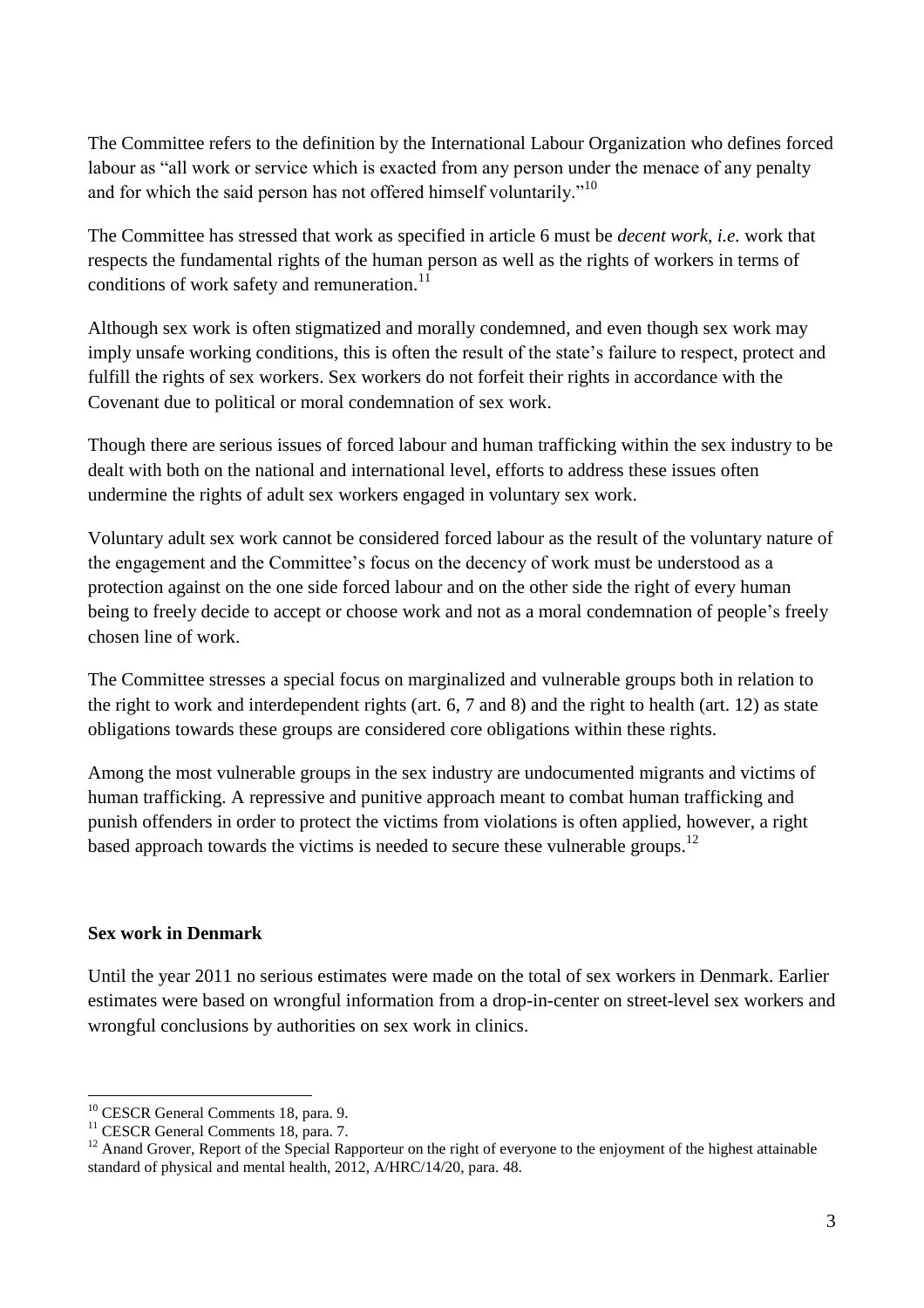The Committee refers to the definition by the International Labour Organization who defines forced labour as "all work or service which is exacted from any person under the menace of any penalty and for which the said person has not offered himself voluntarily."[10]

The Committee has stressed that work as specified in article 6 must be *decent work*, *i.e.* work that respects the fundamental rights of the human person as well as the rights of workers in terms of conditions of work safety and remuneration.[11]

Although sex work is often stigmatized and morally condemned, and even though sex work may imply unsafe working conditions, this is often the result of the state's failure to respect, protect and fulfill the rights of sex workers. Sex workers do not forfeit their rights in accordance with the Covenant due to political or moral condemnation of sex work.

Though there are serious issues of forced labour and human trafficking within the sex industry to be dealt with both on the national and international level, efforts to address these issues often undermine the rights of adult sex workers engaged in voluntary sex work.

Voluntary adult sex work cannot be considered forced labour as the result of the voluntary nature of the engagement and the Committee's focus on the decency of work must be understood as a protection against on the one side forced labour and on the other side the right of every human being to freely decide to accept or choose work and not as a moral condemnation of people's freely chosen line of work.

The Committee stresses a special focus on marginalized and vulnerable groups both in relation to the right to work and interdependent rights (art. 6, 7 and 8) and the right to health (art. 12) as state obligations towards these groups are considered core obligations within these rights.

Among the most vulnerable groups in the sex industry are undocumented migrants and victims of human trafficking. A repressive and punitive approach meant to combat human trafficking and punish offenders in order to protect the victims from violations is often applied, however, a right based approach towards the victims is needed to secure these vulnerable groups.[12]

**Sex work in Denmark**

Until the year 2011 no serious estimates were made on the total of sex workers in Denmark. Earlier estimates were based on wrongful information from a drop-in-center on street-level sex workers and wrongful conclusions by authorities on sex work in clinics.

---

[10] CESCR General Comments 18, para. 9.

[11] CESCR General Comments 18, para. 7.

[12] Anand Grover, Report of the Special Rapporteur on the right of everyone to the enjoyment of the highest attainable standard of physical and mental health, 2012, A/HRC/14/20, para. 48.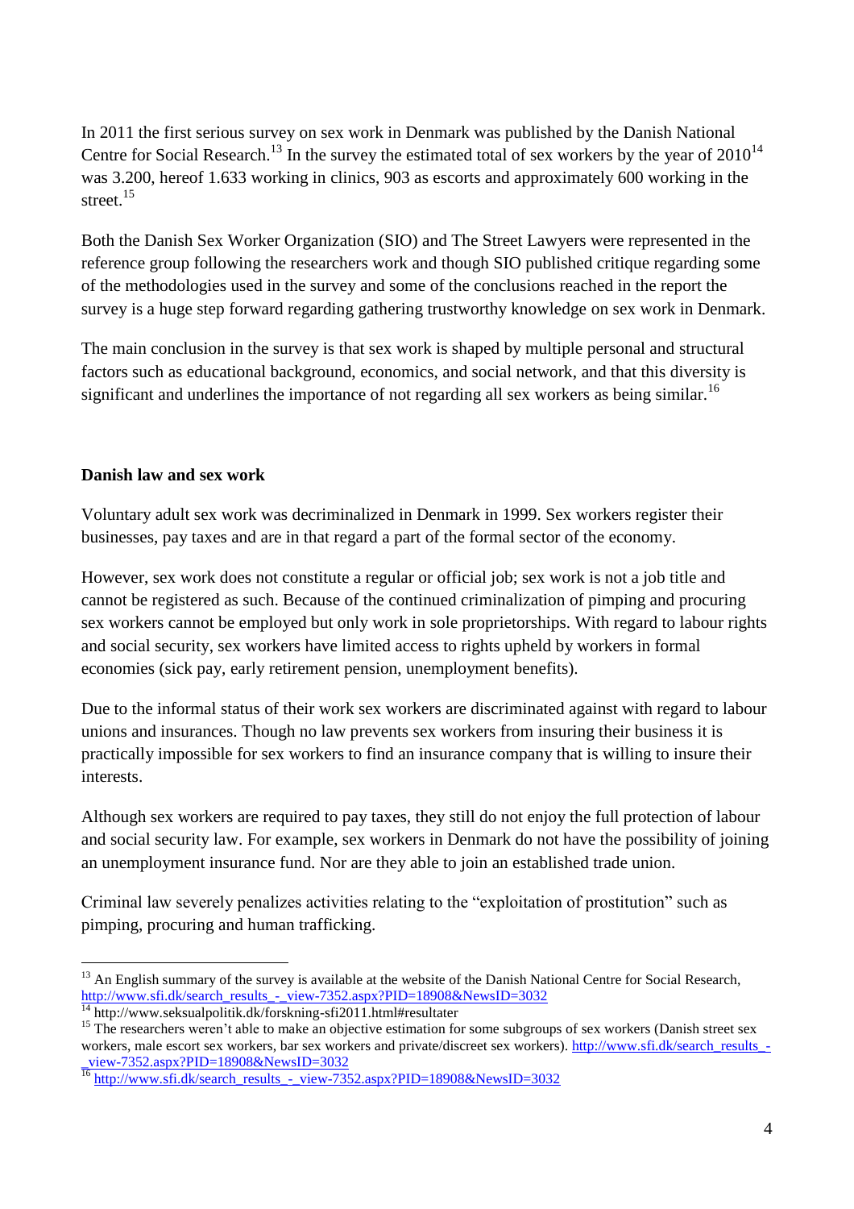In 2011 the first serious survey on sex work in Denmark was published by the Danish National Centre for Social Research.[13] In the survey the estimated total of sex workers by the year of 2010[14] was 3.200, hereof 1.633 working in clinics, 903 as escorts and approximately 600 working in the street.[15]

Both the Danish Sex Worker Organization (SIO) and The Street Lawyers were represented in the reference group following the researchers work and though SIO published critique regarding some of the methodologies used in the survey and some of the conclusions reached in the report the survey is a huge step forward regarding gathering trustworthy knowledge on sex work in Denmark.

The main conclusion in the survey is that sex work is shaped by multiple personal and structural factors such as educational background, economics, and social network, and that this diversity is significant and underlines the importance of not regarding all sex workers as being similar.[16]

**Danish law and sex work**

Voluntary adult sex work was decriminalized in Denmark in 1999. Sex workers register their businesses, pay taxes and are in that regard a part of the formal sector of the economy.

However, sex work does not constitute a regular or official job; sex work is not a job title and cannot be registered as such. Because of the continued criminalization of pimping and procuring sex workers cannot be employed but only work in sole proprietorships. With regard to labour rights and social security, sex workers have limited access to rights upheld by workers in formal economies (sick pay, early retirement pension, unemployment benefits).

Due to the informal status of their work sex workers are discriminated against with regard to labour unions and insurances. Though no law prevents sex workers from insuring their business it is practically impossible for sex workers to find an insurance company that is willing to insure their interests.

Although sex workers are required to pay taxes, they still do not enjoy the full protection of labour and social security law. For example, sex workers in Denmark do not have the possibility of joining an unemployment insurance fund. Nor are they able to join an established trade union.

Criminal law severely penalizes activities relating to the "exploitation of prostitution" such as pimping, procuring and human trafficking.

---

[13] An English summary of the survey is available at the website of the Danish National Centre for Social Research, http://www.sfi.dk/search_results_-_view-7352.aspx?PID=18908&NewsID=3032

[14] http://www.seksualpolitik.dk/forskning-sfi2011.html#resultater

[15] The researchers weren't able to make an objective estimation for some subgroups of sex workers (Danish street sex workers, male escort sex workers, bar sex workers and private/discreet sex workers). http://www.sfi.dk/search_results_-_view-7352.aspx?PID=18908&NewsID=3032

[16] http://www.sfi.dk/search_results_-_view-7352.aspx?PID=18908&NewsID=3032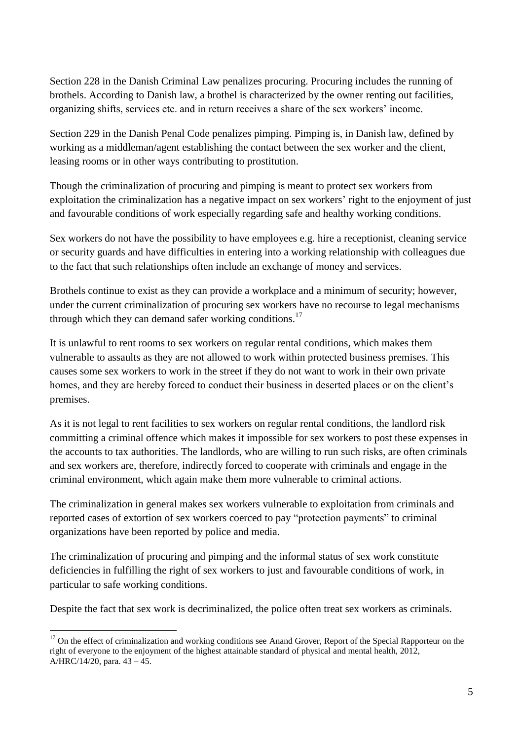Section 228 in the Danish Criminal Law penalizes procuring. Procuring includes the running of brothels. According to Danish law, a brothel is characterized by the owner renting out facilities, organizing shifts, services etc. and in return receives a share of the sex workers' income.

Section 229 in the Danish Penal Code penalizes pimping. Pimping is, in Danish law, defined by working as a middleman/agent establishing the contact between the sex worker and the client, leasing rooms or in other ways contributing to prostitution.

Though the criminalization of procuring and pimping is meant to protect sex workers from exploitation the criminalization has a negative impact on sex workers' right to the enjoyment of just and favourable conditions of work especially regarding safe and healthy working conditions.

Sex workers do not have the possibility to have employees e.g. hire a receptionist, cleaning service or security guards and have difficulties in entering into a working relationship with colleagues due to the fact that such relationships often include an exchange of money and services.

Brothels continue to exist as they can provide a workplace and a minimum of security; however, under the current criminalization of procuring sex workers have no recourse to legal mechanisms through which they can demand safer working conditions.[17]

It is unlawful to rent rooms to sex workers on regular rental conditions, which makes them vulnerable to assaults as they are not allowed to work within protected business premises. This causes some sex workers to work in the street if they do not want to work in their own private homes, and they are hereby forced to conduct their business in deserted places or on the client's premises.

As it is not legal to rent facilities to sex workers on regular rental conditions, the landlord risk committing a criminal offence which makes it impossible for sex workers to post these expenses in the accounts to tax authorities. The landlords, who are willing to run such risks, are often criminals and sex workers are, therefore, indirectly forced to cooperate with criminals and engage in the criminal environment, which again make them more vulnerable to criminal actions.

The criminalization in general makes sex workers vulnerable to exploitation from criminals and reported cases of extortion of sex workers coerced to pay "protection payments" to criminal organizations have been reported by police and media.

The criminalization of procuring and pimping and the informal status of sex work constitute deficiencies in fulfilling the right of sex workers to just and favourable conditions of work, in particular to safe working conditions.

Despite the fact that sex work is decriminalized, the police often treat sex workers as criminals.

[17] On the effect of criminalization and working conditions see Anand Grover, Report of the Special Rapporteur on the right of everyone to the enjoyment of the highest attainable standard of physical and mental health, 2012, A/HRC/14/20, para. 43 – 45.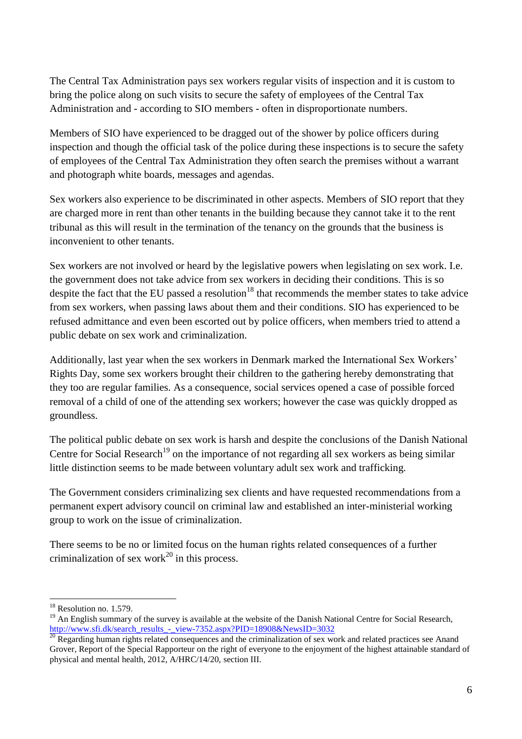The Central Tax Administration pays sex workers regular visits of inspection and it is custom to bring the police along on such visits to secure the safety of employees of the Central Tax Administration and - according to SIO members - often in disproportionate numbers.

Members of SIO have experienced to be dragged out of the shower by police officers during inspection and though the official task of the police during these inspections is to secure the safety of employees of the Central Tax Administration they often search the premises without a warrant and photograph white boards, messages and agendas.

Sex workers also experience to be discriminated in other aspects. Members of SIO report that they are charged more in rent than other tenants in the building because they cannot take it to the rent tribunal as this will result in the termination of the tenancy on the grounds that the business is inconvenient to other tenants.

Sex workers are not involved or heard by the legislative powers when legislating on sex work. I.e. the government does not take advice from sex workers in deciding their conditions. This is so despite the fact that the EU passed a resolution[18] that recommends the member states to take advice from sex workers, when passing laws about them and their conditions. SIO has experienced to be refused admittance and even been escorted out by police officers, when members tried to attend a public debate on sex work and criminalization.

Additionally, last year when the sex workers in Denmark marked the International Sex Workers' Rights Day, some sex workers brought their children to the gathering hereby demonstrating that they too are regular families. As a consequence, social services opened a case of possible forced removal of a child of one of the attending sex workers; however the case was quickly dropped as groundless.

The political public debate on sex work is harsh and despite the conclusions of the Danish National Centre for Social Research[19] on the importance of not regarding all sex workers as being similar little distinction seems to be made between voluntary adult sex work and trafficking.

The Government considers criminalizing sex clients and have requested recommendations from a permanent expert advisory council on criminal law and established an inter-ministerial working group to work on the issue of criminalization.

There seems to be no or limited focus on the human rights related consequences of a further criminalization of sex work[20] in this process.

---

[18] Resolution no. 1.579.

[19] An English summary of the survey is available at the website of the Danish National Centre for Social Research, http://www.sfi.dk/search_results_-_view-7352.aspx?PID=18908&NewsID=3032

[20] Regarding human rights related consequences and the criminalization of sex work and related practices see Anand Grover, Report of the Special Rapporteur on the right of everyone to the enjoyment of the highest attainable standard of physical and mental health, 2012, A/HRC/14/20, section III.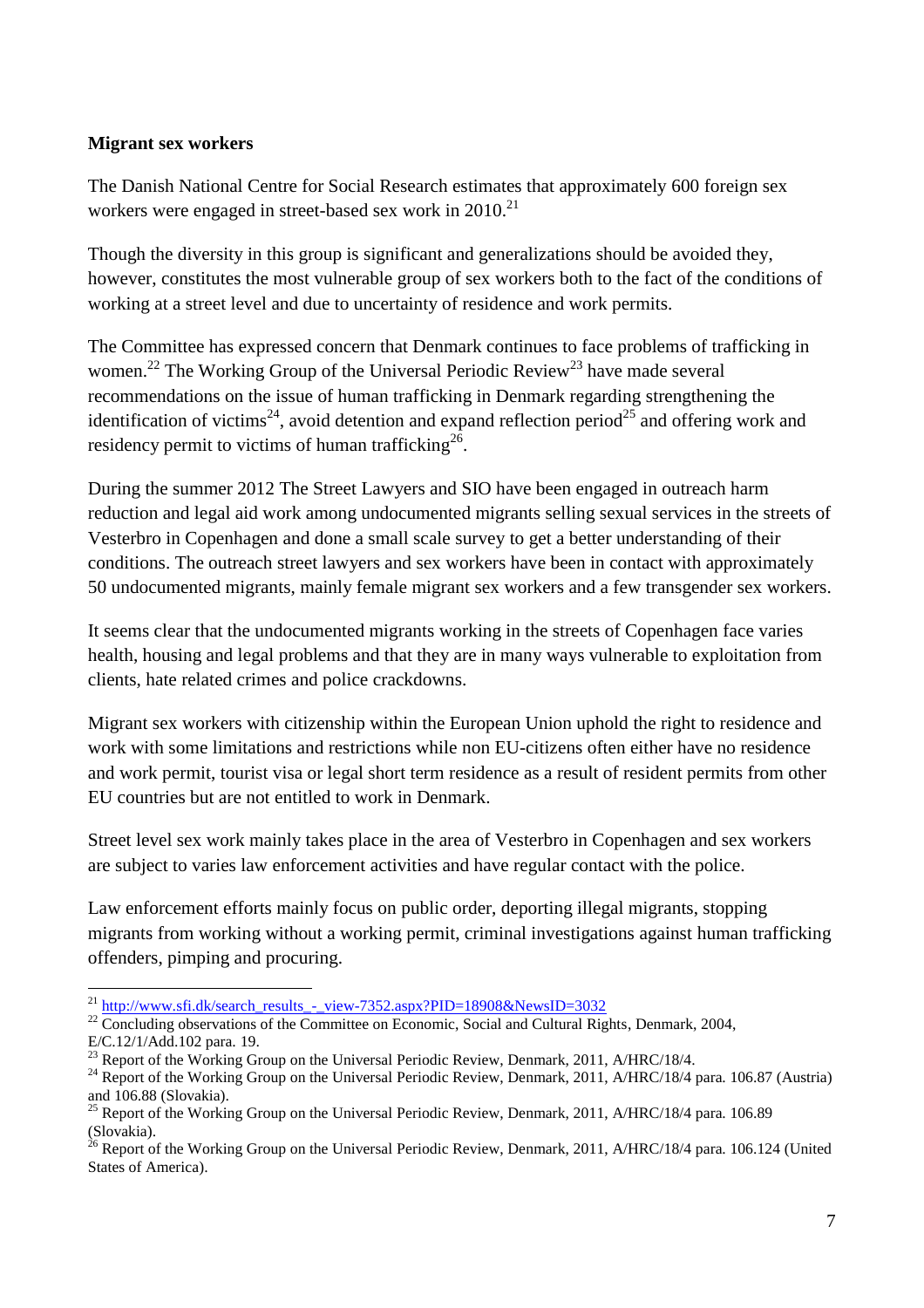**Migrant sex workers**

The Danish National Centre for Social Research estimates that approximately 600 foreign sex workers were engaged in street-based sex work in 2010.[21]

Though the diversity in this group is significant and generalizations should be avoided they, however, constitutes the most vulnerable group of sex workers both to the fact of the conditions of working at a street level and due to uncertainty of residence and work permits.

The Committee has expressed concern that Denmark continues to face problems of trafficking in women.[22] The Working Group of the Universal Periodic Review[23] have made several recommendations on the issue of human trafficking in Denmark regarding strengthening the identification of victims[24], avoid detention and expand reflection period[25] and offering work and residency permit to victims of human trafficking[26].

During the summer 2012 The Street Lawyers and SIO have been engaged in outreach harm reduction and legal aid work among undocumented migrants selling sexual services in the streets of Vesterbro in Copenhagen and done a small scale survey to get a better understanding of their conditions. The outreach street lawyers and sex workers have been in contact with approximately 50 undocumented migrants, mainly female migrant sex workers and a few transgender sex workers.

It seems clear that the undocumented migrants working in the streets of Copenhagen face varies health, housing and legal problems and that they are in many ways vulnerable to exploitation from clients, hate related crimes and police crackdowns.

Migrant sex workers with citizenship within the European Union uphold the right to residence and work with some limitations and restrictions while non EU-citizens often either have no residence and work permit, tourist visa or legal short term residence as a result of resident permits from other EU countries but are not entitled to work in Denmark.

Street level sex work mainly takes place in the area of Vesterbro in Copenhagen and sex workers are subject to varies law enforcement activities and have regular contact with the police.

Law enforcement efforts mainly focus on public order, deporting illegal migrants, stopping migrants from working without a working permit, criminal investigations against human trafficking offenders, pimping and procuring.

---

[21] http://www.sfi.dk/search_results_-_view-7352.aspx?PID=18908&NewsID=3032

[22] Concluding observations of the Committee on Economic, Social and Cultural Rights, Denmark, 2004, E/C.12/1/Add.102 para. 19.

[23] Report of the Working Group on the Universal Periodic Review, Denmark, 2011, A/HRC/18/4.

[24] Report of the Working Group on the Universal Periodic Review, Denmark, 2011, A/HRC/18/4 para. 106.87 (Austria) and 106.88 (Slovakia).

[25] Report of the Working Group on the Universal Periodic Review, Denmark, 2011, A/HRC/18/4 para. 106.89 (Slovakia).

[26] Report of the Working Group on the Universal Periodic Review, Denmark, 2011, A/HRC/18/4 para. 106.124 (United States of America).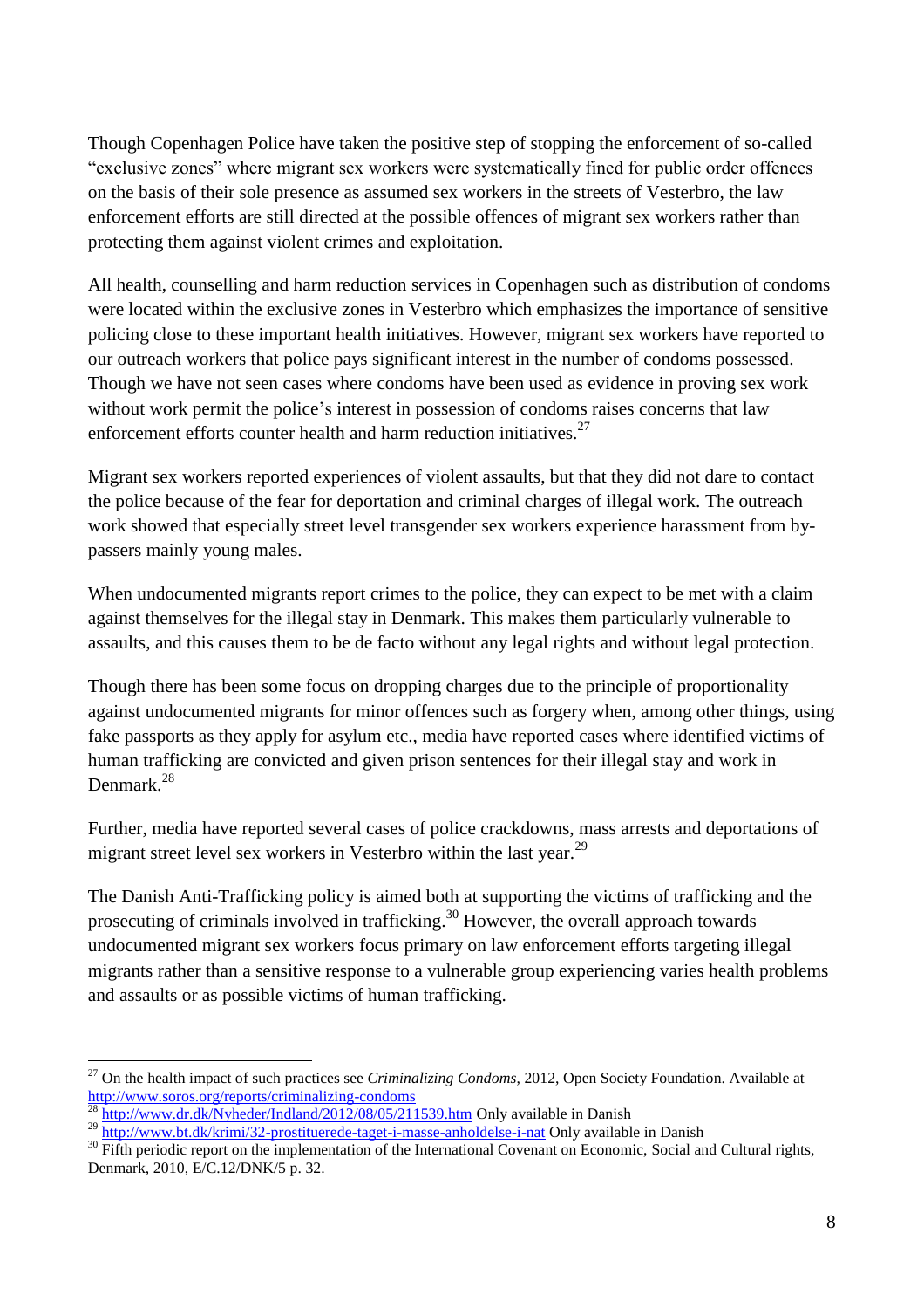Though Copenhagen Police have taken the positive step of stopping the enforcement of so-called "exclusive zones" where migrant sex workers were systematically fined for public order offences on the basis of their sole presence as assumed sex workers in the streets of Vesterbro, the law enforcement efforts are still directed at the possible offences of migrant sex workers rather than protecting them against violent crimes and exploitation.

All health, counselling and harm reduction services in Copenhagen such as distribution of condoms were located within the exclusive zones in Vesterbro which emphasizes the importance of sensitive policing close to these important health initiatives. However, migrant sex workers have reported to our outreach workers that police pays significant interest in the number of condoms possessed. Though we have not seen cases where condoms have been used as evidence in proving sex work without work permit the police's interest in possession of condoms raises concerns that law enforcement efforts counter health and harm reduction initiatives.[27]

Migrant sex workers reported experiences of violent assaults, but that they did not dare to contact the police because of the fear for deportation and criminal charges of illegal work. The outreach work showed that especially street level transgender sex workers experience harassment from by-passers mainly young males.

When undocumented migrants report crimes to the police, they can expect to be met with a claim against themselves for the illegal stay in Denmark. This makes them particularly vulnerable to assaults, and this causes them to be de facto without any legal rights and without legal protection.

Though there has been some focus on dropping charges due to the principle of proportionality against undocumented migrants for minor offences such as forgery when, among other things, using fake passports as they apply for asylum etc., media have reported cases where identified victims of human trafficking are convicted and given prison sentences for their illegal stay and work in Denmark.[28]

Further, media have reported several cases of police crackdowns, mass arrests and deportations of migrant street level sex workers in Vesterbro within the last year.[29]

The Danish Anti-Trafficking policy is aimed both at supporting the victims of trafficking and the prosecuting of criminals involved in trafficking.[30] However, the overall approach towards undocumented migrant sex workers focus primary on law enforcement efforts targeting illegal migrants rather than a sensitive response to a vulnerable group experiencing varies health problems and assaults or as possible victims of human trafficking.

---

[27] On the health impact of such practices see *Criminalizing Condoms*, 2012, Open Society Foundation. Available at http://www.soros.org/reports/criminalizing-condoms

[28] http://www.dr.dk/Nyheder/Indland/2012/08/05/211539.htm Only available in Danish

[29] http://www.bt.dk/krimi/32-prostituerede-taget-i-masse-anholdelse-i-nat Only available in Danish

[30] Fifth periodic report on the implementation of the International Covenant on Economic, Social and Cultural rights, Denmark, 2010, E/C.12/DNK/5 p. 32.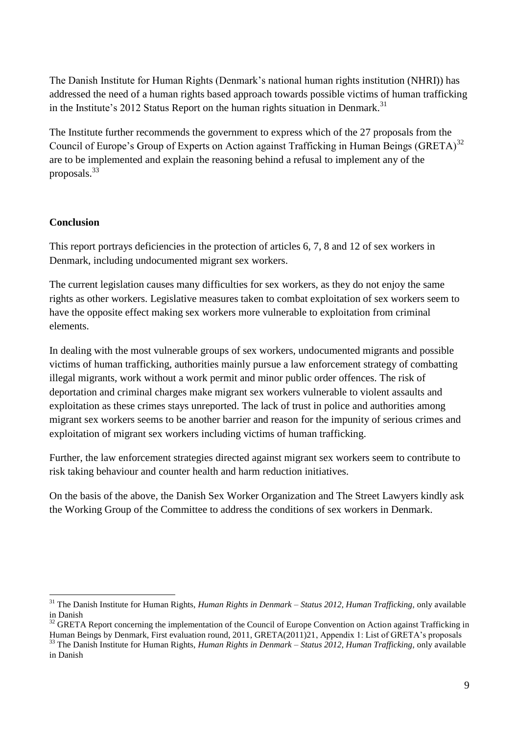The Danish Institute for Human Rights (Denmark's national human rights institution (NHRI)) has addressed the need of a human rights based approach towards possible victims of human trafficking in the Institute's 2012 Status Report on the human rights situation in Denmark.[31]

The Institute further recommends the government to express which of the 27 proposals from the Council of Europe's Group of Experts on Action against Trafficking in Human Beings (GRETA)[32] are to be implemented and explain the reasoning behind a refusal to implement any of the proposals.[33]

**Conclusion**

This report portrays deficiencies in the protection of articles 6, 7, 8 and 12 of sex workers in Denmark, including undocumented migrant sex workers.

The current legislation causes many difficulties for sex workers, as they do not enjoy the same rights as other workers. Legislative measures taken to combat exploitation of sex workers seem to have the opposite effect making sex workers more vulnerable to exploitation from criminal elements.

In dealing with the most vulnerable groups of sex workers, undocumented migrants and possible victims of human trafficking, authorities mainly pursue a law enforcement strategy of combatting illegal migrants, work without a work permit and minor public order offences. The risk of deportation and criminal charges make migrant sex workers vulnerable to violent assaults and exploitation as these crimes stays unreported. The lack of trust in police and authorities among migrant sex workers seems to be another barrier and reason for the impunity of serious crimes and exploitation of migrant sex workers including victims of human trafficking.

Further, the law enforcement strategies directed against migrant sex workers seem to contribute to risk taking behaviour and counter health and harm reduction initiatives.

On the basis of the above, the Danish Sex Worker Organization and The Street Lawyers kindly ask the Working Group of the Committee to address the conditions of sex workers in Denmark.

---

[31] The Danish Institute for Human Rights, *Human Rights in Denmark – Status 2012, Human Trafficking*, only available in Danish

[32] GRETA Report concerning the implementation of the Council of Europe Convention on Action against Trafficking in Human Beings by Denmark, First evaluation round, 2011, GRETA(2011)21, Appendix 1: List of GRETA's proposals

[33] The Danish Institute for Human Rights, *Human Rights in Denmark – Status 2012, Human Trafficking*, only available in Danish